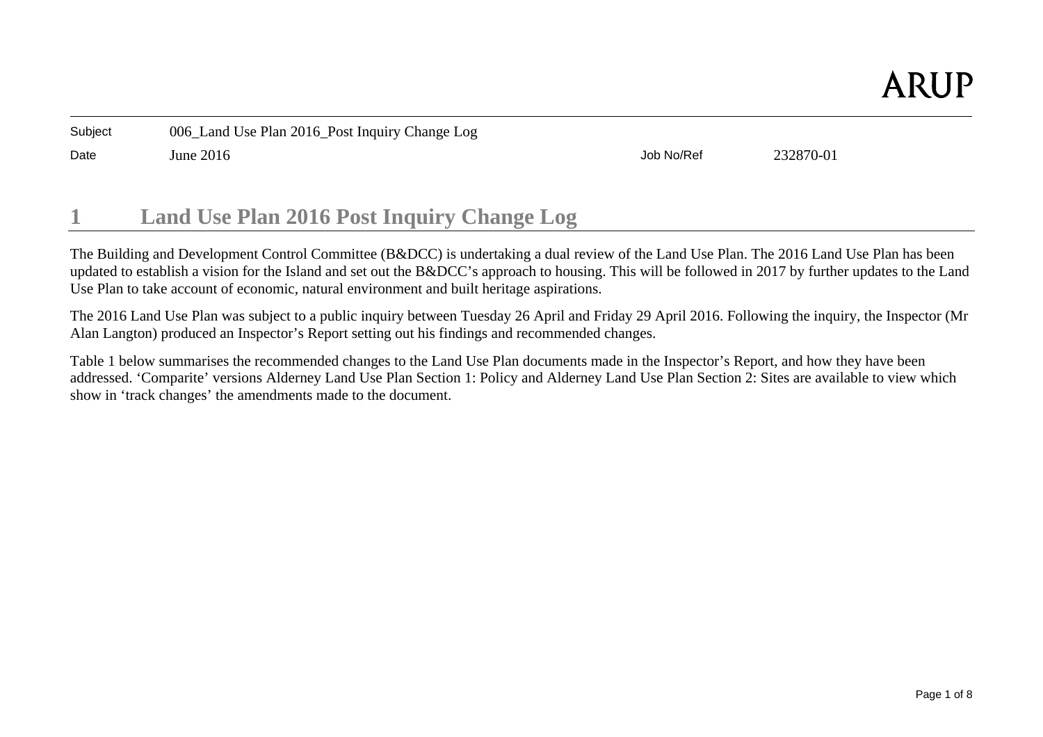ARUP

| | | | |
|---|---|---|---|
| Subject | 006_Land Use Plan 2016_Post Inquiry Change Log | | |
| Date | June 2016 | Job No/Ref | 232870-01 |

# 1 Land Use Plan 2016 Post Inquiry Change Log

The Building and Development Control Committee (B&DCC) is undertaking a dual review of the Land Use Plan. The 2016 Land Use Plan has been updated to establish a vision for the Island and set out the B&DCC's approach to housing. This will be followed in 2017 by further updates to the Land Use Plan to take account of economic, natural environment and built heritage aspirations.

The 2016 Land Use Plan was subject to a public inquiry between Tuesday 26 April and Friday 29 April 2016. Following the inquiry, the Inspector (Mr Alan Langton) produced an Inspector's Report setting out his findings and recommended changes.

Table 1 below summarises the recommended changes to the Land Use Plan documents made in the Inspector's Report, and how they have been addressed. 'Comparite' versions Alderney Land Use Plan Section 1: Policy and Alderney Land Use Plan Section 2: Sites are available to view which show in 'track changes' the amendments made to the document.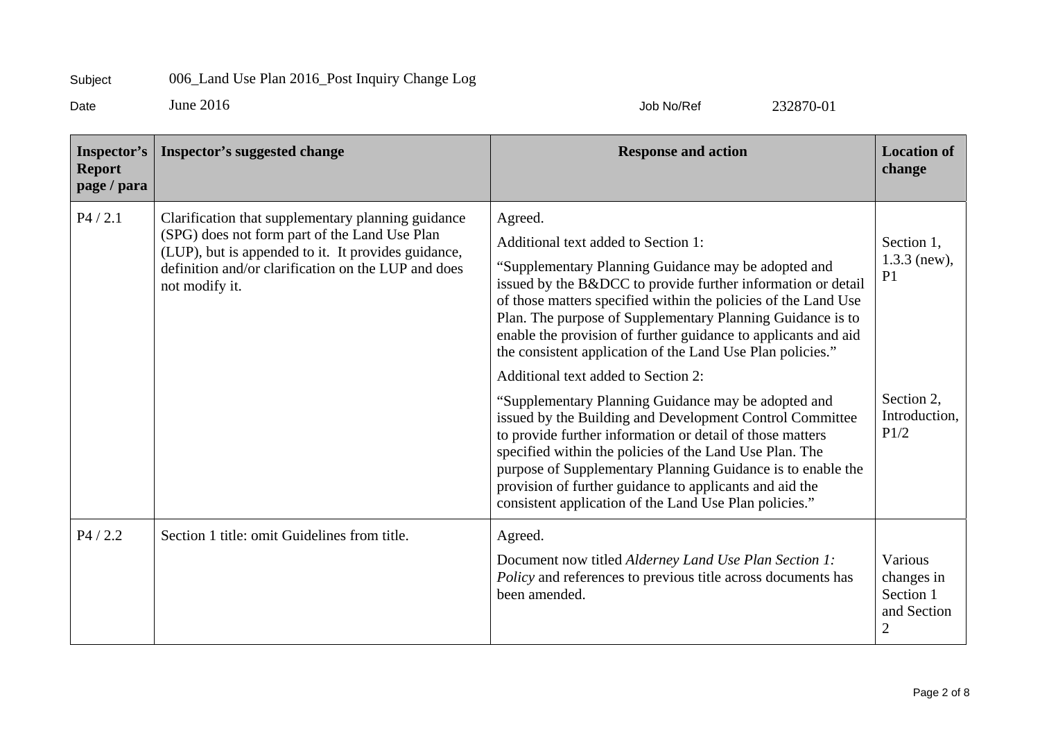Subject 006_Land Use Plan 2016_Post Inquiry Change Log

Date June 2016 Job No/Ref 232870-01

| Inspector's Report page / para | Inspector's suggested change | Response and action | Location of change |
|---|---|---|---|
| P4 / 2.1 | Clarification that supplementary planning guidance (SPG) does not form part of the Land Use Plan (LUP), but is appended to it. It provides guidance, definition and/or clarification on the LUP and does not modify it. | Agreed.<br>Additional text added to Section 1:<br>"Supplementary Planning Guidance may be adopted and issued by the B&DCC to provide further information or detail of those matters specified within the policies of the Land Use Plan. The purpose of Supplementary Planning Guidance is to enable the provision of further guidance to applicants and aid the consistent application of the Land Use Plan policies."<br>Additional text added to Section 2:<br>"Supplementary Planning Guidance may be adopted and issued by the Building and Development Control Committee to provide further information or detail of those matters specified within the policies of the Land Use Plan. The purpose of Supplementary Planning Guidance is to enable the provision of further guidance to applicants and aid the consistent application of the Land Use Plan policies." | Section 1, 1.3.3 (new), P1<br><br>Section 2, Introduction, P1/2 |
| P4 / 2.2 | Section 1 title: omit Guidelines from title. | Agreed.<br>Document now titled *Alderney Land Use Plan Section 1: Policy* and references to previous title across documents has been amended. | Various changes in Section 1 and Section 2 |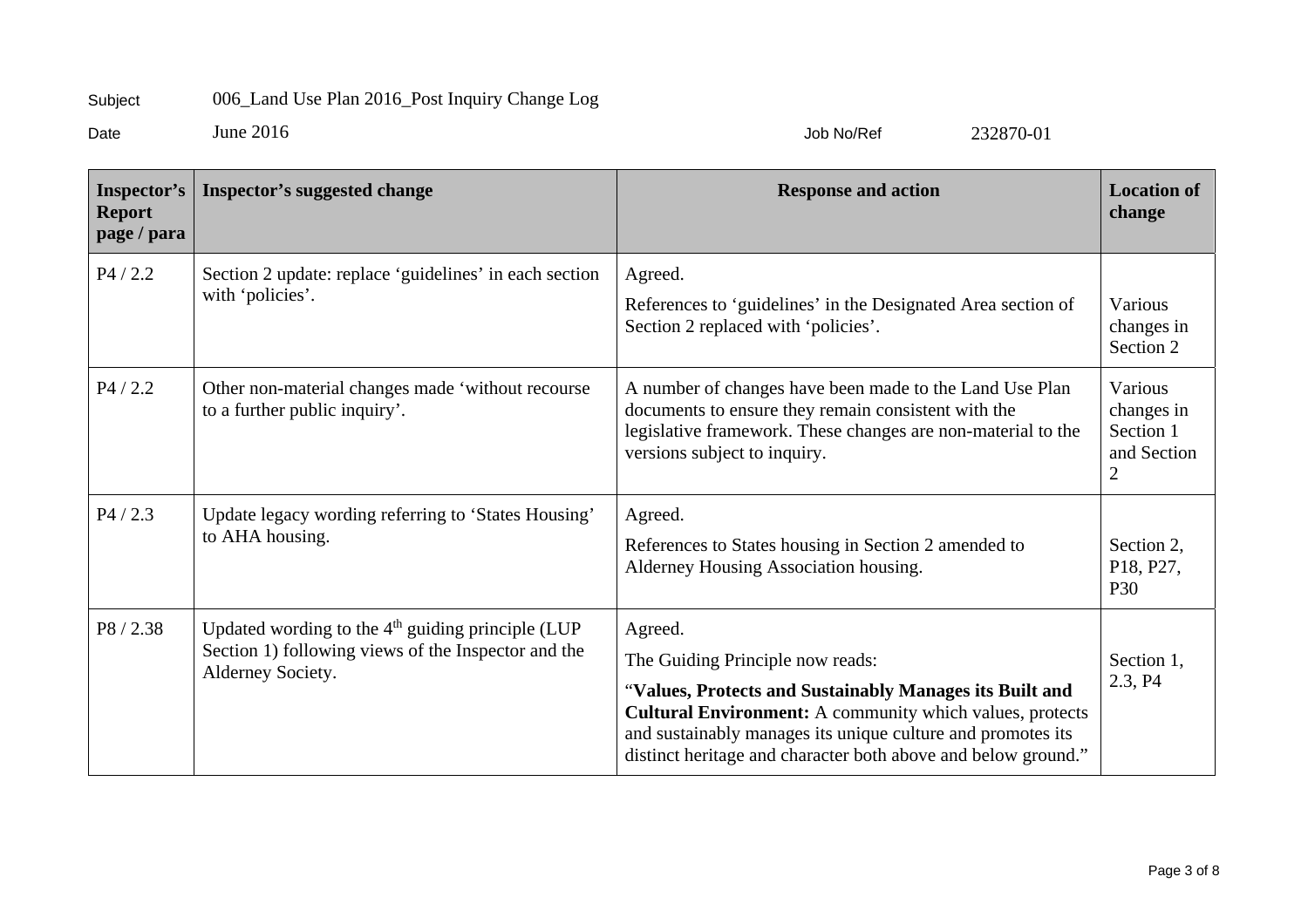Subject 006_Land Use Plan 2016_Post Inquiry Change Log

Date June 2016 Job No/Ref 232870-01

| Inspector's Report page / para | Inspector's suggested change | Response and action | Location of change |
|---|---|---|---|
| P4 / 2.2 | Section 2 update: replace 'guidelines' in each section with 'policies'. | Agreed.<br>References to 'guidelines' in the Designated Area section of Section 2 replaced with 'policies'. | Various changes in Section 2 |
| P4 / 2.2 | Other non-material changes made 'without recourse to a further public inquiry'. | A number of changes have been made to the Land Use Plan documents to ensure they remain consistent with the legislative framework. These changes are non-material to the versions subject to inquiry. | Various changes in Section 1 and Section 2 |
| P4 / 2.3 | Update legacy wording referring to 'States Housing' to AHA housing. | Agreed.<br>References to States housing in Section 2 amended to Alderney Housing Association housing. | Section 2, P18, P27, P30 |
| P8 / 2.38 | Updated wording to the 4th guiding principle (LUP Section 1) following views of the Inspector and the Alderney Society. | Agreed.<br>The Guiding Principle now reads:<br>"**Values, Protects and Sustainably Manages its Built and Cultural Environment:** A community which values, protects and sustainably manages its unique culture and promotes its distinct heritage and character both above and below ground." | Section 1, 2.3, P4 |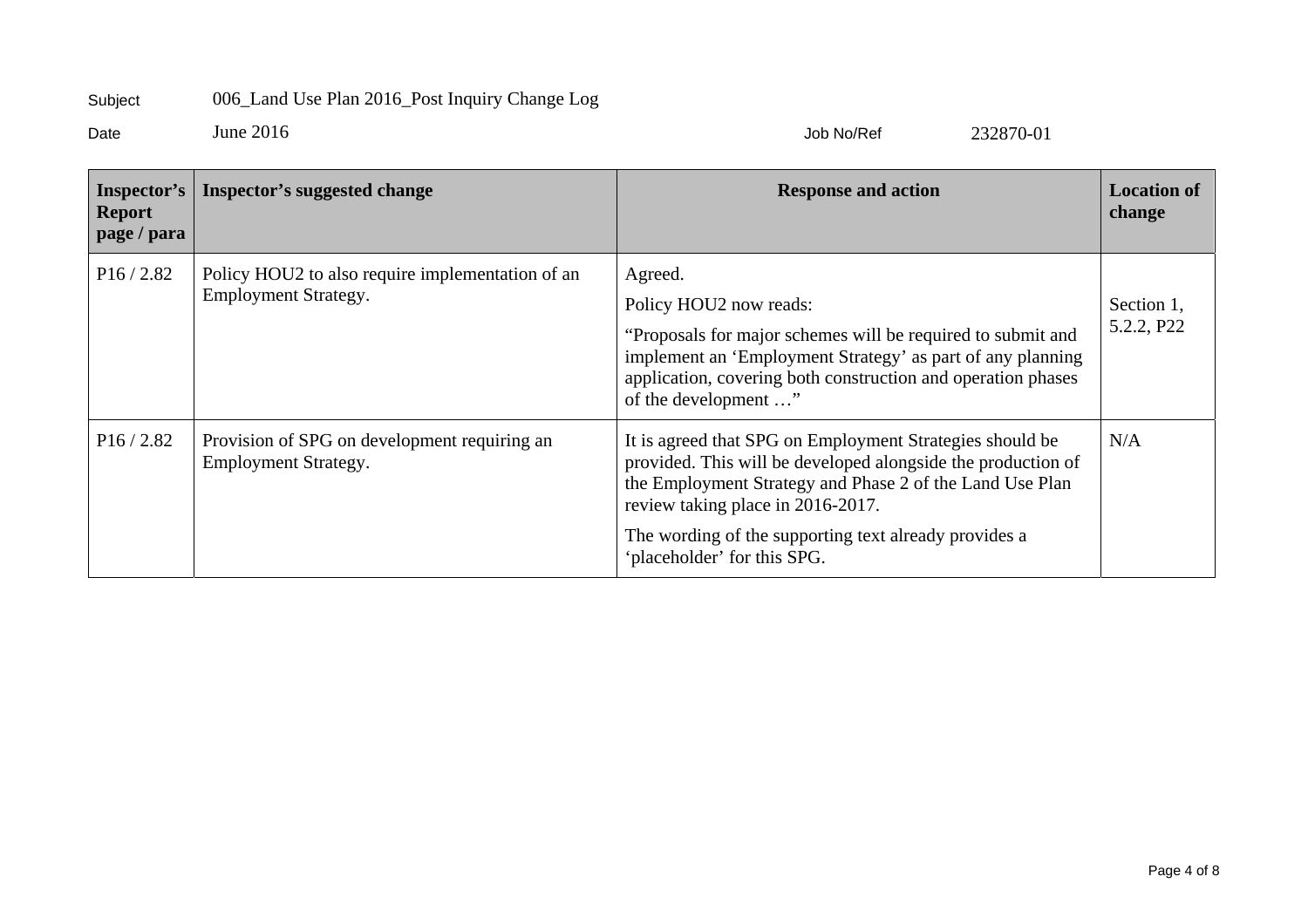Subject 006_Land Use Plan 2016_Post Inquiry Change Log

Date June 2016 Job No/Ref 232870-01

| Inspector's Report page / para | Inspector's suggested change | Response and action | Location of change |
|---|---|---|---|
| P16 / 2.82 | Policy HOU2 to also require implementation of an Employment Strategy. | Agreed.<br><br>Policy HOU2 now reads:<br><br>"Proposals for major schemes will be required to submit and implement an 'Employment Strategy' as part of any planning application, covering both construction and operation phases of the development …" | Section 1, 5.2.2, P22 |
| P16 / 2.82 | Provision of SPG on development requiring an Employment Strategy. | It is agreed that SPG on Employment Strategies should be provided. This will be developed alongside the production of the Employment Strategy and Phase 2 of the Land Use Plan review taking place in 2016-2017.<br><br>The wording of the supporting text already provides a 'placeholder' for this SPG. | N/A |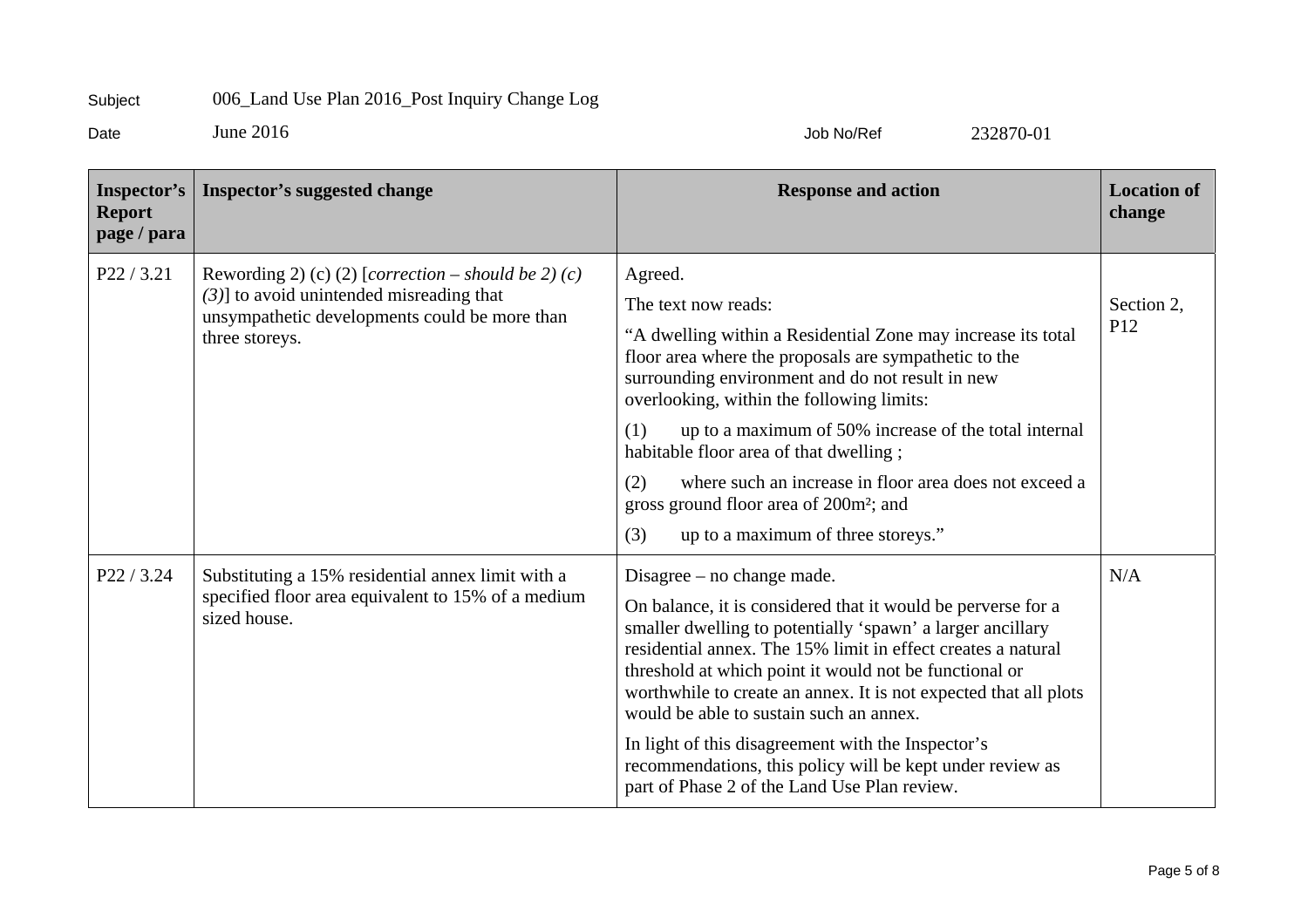| Subject | 006_Land Use Plan 2016_Post Inquiry Change Log | | |
|---|---|---|---|
| Date | June 2016 | Job No/Ref | 232870-01 |

| Inspector's Report page / para | Inspector's suggested change | Response and action | Location of change |
|---|---|---|---|
| P22 / 3.21 | Rewording 2) (c) (2) [*correction – should be 2) (c) (3)*] to avoid unintended misreading that unsympathetic developments could be more than three storeys. | Agreed.<br><br>The text now reads:<br><br>"A dwelling within a Residential Zone may increase its total floor area where the proposals are sympathetic to the surrounding environment and do not result in new overlooking, within the following limits:<br><br>(1) up to a maximum of 50% increase of the total internal habitable floor area of that dwelling ;<br><br>(2) where such an increase in floor area does not exceed a gross ground floor area of 200m²; and<br><br>(3) up to a maximum of three storeys." | Section 2, P12 |
| P22 / 3.24 | Substituting a 15% residential annex limit with a specified floor area equivalent to 15% of a medium sized house. | Disagree – no change made.<br><br>On balance, it is considered that it would be perverse for a smaller dwelling to potentially 'spawn' a larger ancillary residential annex. The 15% limit in effect creates a natural threshold at which point it would not be functional or worthwhile to create an annex. It is not expected that all plots would be able to sustain such an annex.<br><br>In light of this disagreement with the Inspector's recommendations, this policy will be kept under review as part of Phase 2 of the Land Use Plan review. | N/A |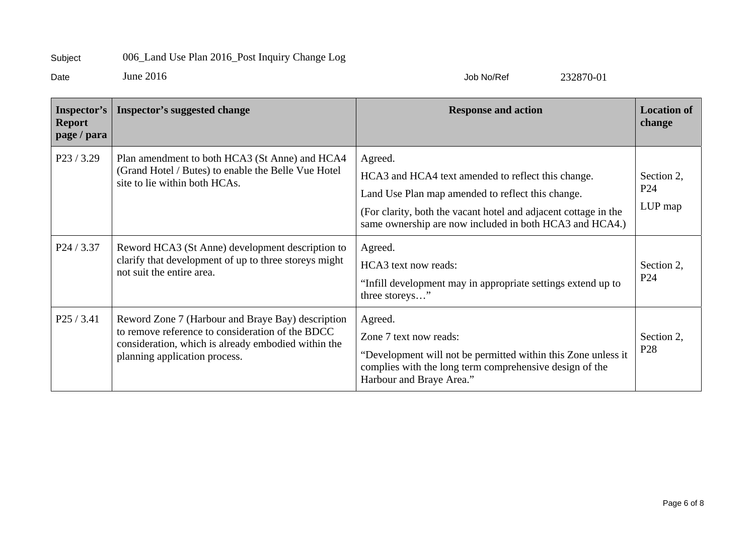Subject 006_Land Use Plan 2016_Post Inquiry Change Log

Date June 2016 Job No/Ref 232870-01

| Inspector's Report page / para | Inspector's suggested change | Response and action | Location of change |
|---|---|---|---|
| P23 / 3.29 | Plan amendment to both HCA3 (St Anne) and HCA4 (Grand Hotel / Butes) to enable the Belle Vue Hotel site to lie within both HCAs. | Agreed.<br>HCA3 and HCA4 text amended to reflect this change.<br>Land Use Plan map amended to reflect this change.<br>(For clarity, both the vacant hotel and adjacent cottage in the same ownership are now included in both HCA3 and HCA4.) | Section 2, P24<br>LUP map |
| P24 / 3.37 | Reword HCA3 (St Anne) development description to clarify that development of up to three storeys might not suit the entire area. | Agreed.<br>HCA3 text now reads:<br>"Infill development may in appropriate settings extend up to three storeys…" | Section 2, P24 |
| P25 / 3.41 | Reword Zone 7 (Harbour and Braye Bay) description to remove reference to consideration of the BDCC consideration, which is already embodied within the planning application process. | Agreed.<br>Zone 7 text now reads:<br>"Development will not be permitted within this Zone unless it complies with the long term comprehensive design of the Harbour and Braye Area." | Section 2, P28 |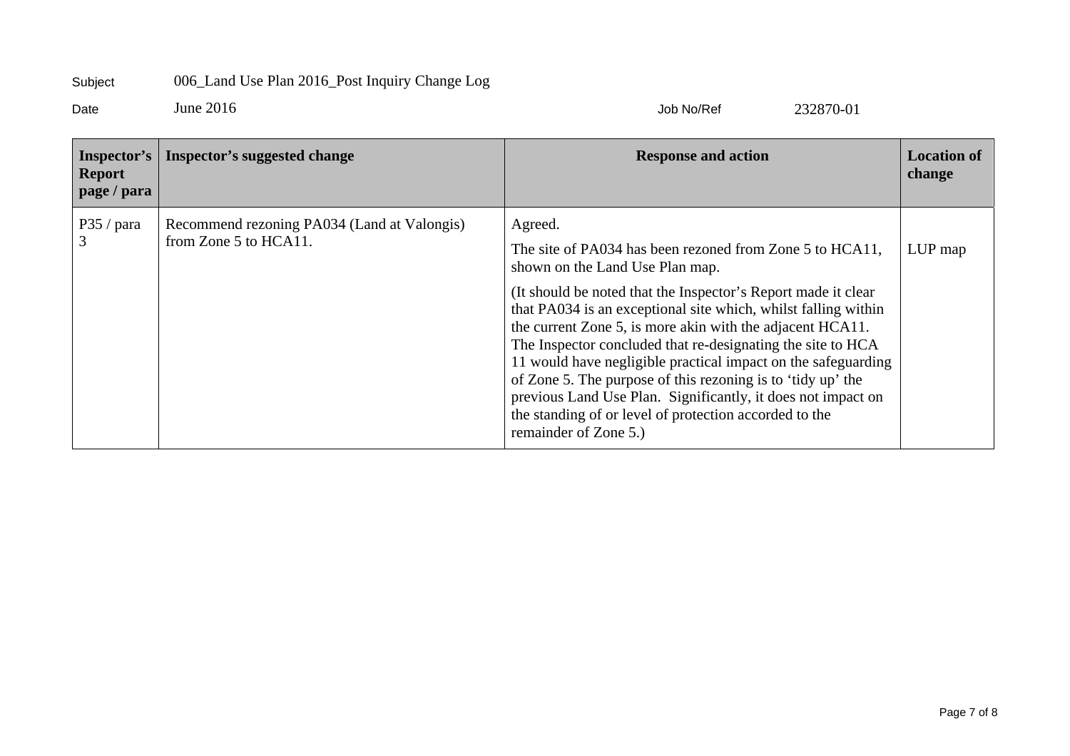Subject 006_Land Use Plan 2016_Post Inquiry Change Log

Date June 2016 Job No/Ref 232870-01

| Inspector's Report page / para | Inspector's suggested change | Response and action | Location of change |
|---|---|---|---|
| P35 / para 3 | Recommend rezoning PA034 (Land at Valongis) from Zone 5 to HCA11. | Agreed.<br><br>The site of PA034 has been rezoned from Zone 5 to HCA11, shown on the Land Use Plan map.<br><br>(It should be noted that the Inspector's Report made it clear that PA034 is an exceptional site which, whilst falling within the current Zone 5, is more akin with the adjacent HCA11. The Inspector concluded that re-designating the site to HCA 11 would have negligible practical impact on the safeguarding of Zone 5. The purpose of this rezoning is to 'tidy up' the previous Land Use Plan. Significantly, it does not impact on the standing of or level of protection accorded to the remainder of Zone 5.) | LUP map |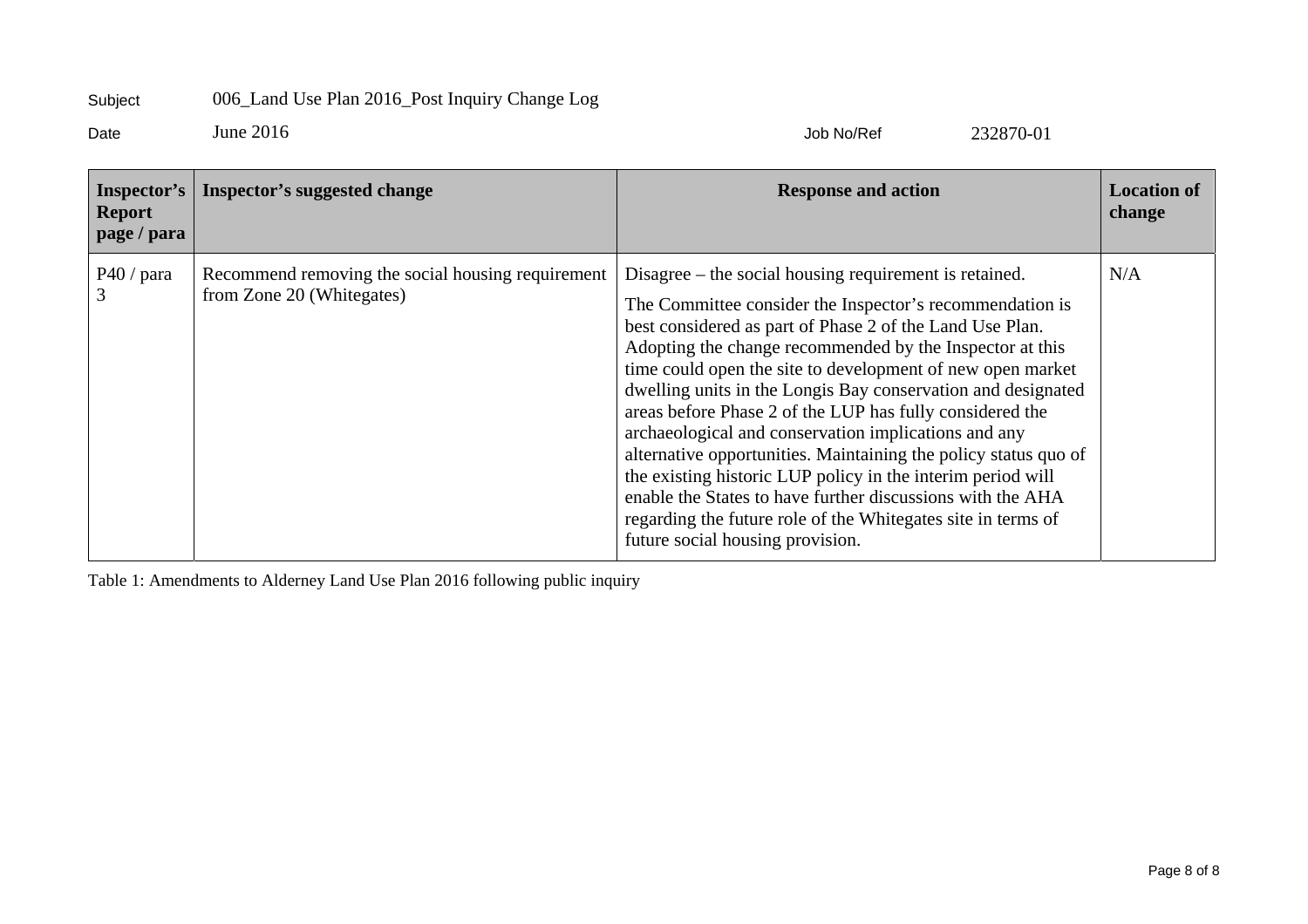Subject 006_Land Use Plan 2016_Post Inquiry Change Log

Date June 2016 Job No/Ref 232870-01

| Inspector's Report page / para | Inspector's suggested change | Response and action | Location of change |
|---|---|---|---|
| P40 / para 3 | Recommend removing the social housing requirement from Zone 20 (Whitegates) | Disagree – the social housing requirement is retained.<br><br>The Committee consider the Inspector's recommendation is best considered as part of Phase 2 of the Land Use Plan. Adopting the change recommended by the Inspector at this time could open the site to development of new open market dwelling units in the Longis Bay conservation and designated areas before Phase 2 of the LUP has fully considered the archaeological and conservation implications and any alternative opportunities. Maintaining the policy status quo of the existing historic LUP policy in the interim period will enable the States to have further discussions with the AHA regarding the future role of the Whitegates site in terms of future social housing provision. | N/A |

Table 1: Amendments to Alderney Land Use Plan 2016 following public inquiry